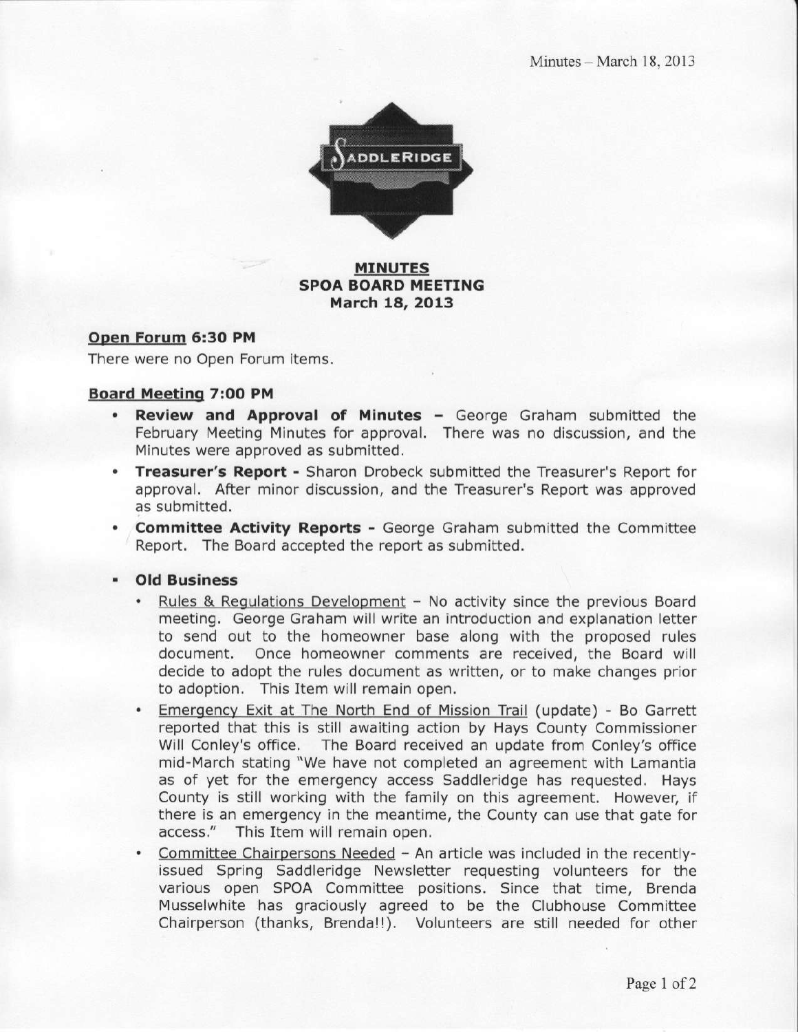# MINUTES
## SPOA BOARD MEETING
### March 18, 2013

**Open Forum 6:30 PM**

There were no Open Forum items.

**Board Meeting 7:00 PM**

- **Review and Approval of Minutes –** George Graham submitted the February Meeting Minutes for approval. There was no discussion, and the Minutes were approved as submitted.
- **Treasurer's Report -** Sharon Drobeck submitted the Treasurer's Report for approval. After minor discussion, and the Treasurer's Report was approved as submitted.
- **Committee Activity Reports -** George Graham submitted the Committee Report. The Board accepted the report as submitted.

- **Old Business**
  - Rules & Regulations Development – No activity since the previous Board meeting. George Graham will write an introduction and explanation letter to send out to the homeowner base along with the proposed rules document. Once homeowner comments are received, the Board will decide to adopt the rules document as written, or to make changes prior to adoption. This Item will remain open.
  - Emergency Exit at The North End of Mission Trail (update) - Bo Garrett reported that this is still awaiting action by Hays County Commissioner Will Conley's office. The Board received an update from Conley's office mid-March stating "We have not completed an agreement with Lamantia as of yet for the emergency access Saddleridge has requested. Hays County is still working with the family on this agreement. However, if there is an emergency in the meantime, the County can use that gate for access." This Item will remain open.
  - Committee Chairpersons Needed – An article was included in the recently-issued Spring Saddleridge Newsletter requesting volunteers for the various open SPOA Committee positions. Since that time, Brenda Musselwhite has graciously agreed to be the Clubhouse Committee Chairperson (thanks, Brenda!!). Volunteers are still needed for other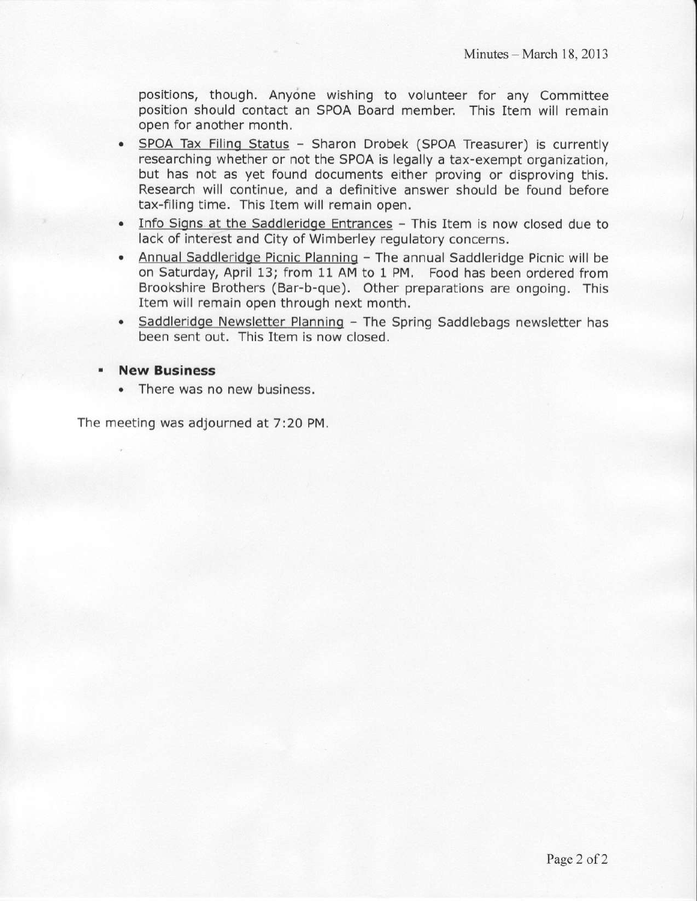positions, though. Anyone wishing to volunteer for any Committee position should contact an SPOA Board member. This Item will remain open for another month.

- SPOA Tax Filing Status - Sharon Drobek (SPOA Treasurer) is currently researching whether or not the SPOA is legally a tax-exempt organization, but has not as yet found documents either proving or disproving this. Research will continue, and a definitive answer should be found before tax-filing time. This Item will remain open.
- Info Signs at the Saddleridge Entrances - This Item is now closed due to lack of interest and City of Wimberley regulatory concerns.
- Annual Saddleridge Picnic Planning - The annual Saddleridge Picnic will be on Saturday, April 13; from 11 AM to 1 PM. Food has been ordered from Brookshire Brothers (Bar-b-que). Other preparations are ongoing. This Item will remain open through next month.
- Saddleridge Newsletter Planning - The Spring Saddlebags newsletter has been sent out. This Item is now closed.

- **New Business**
  - There was no new business.

The meeting was adjourned at 7:20 PM.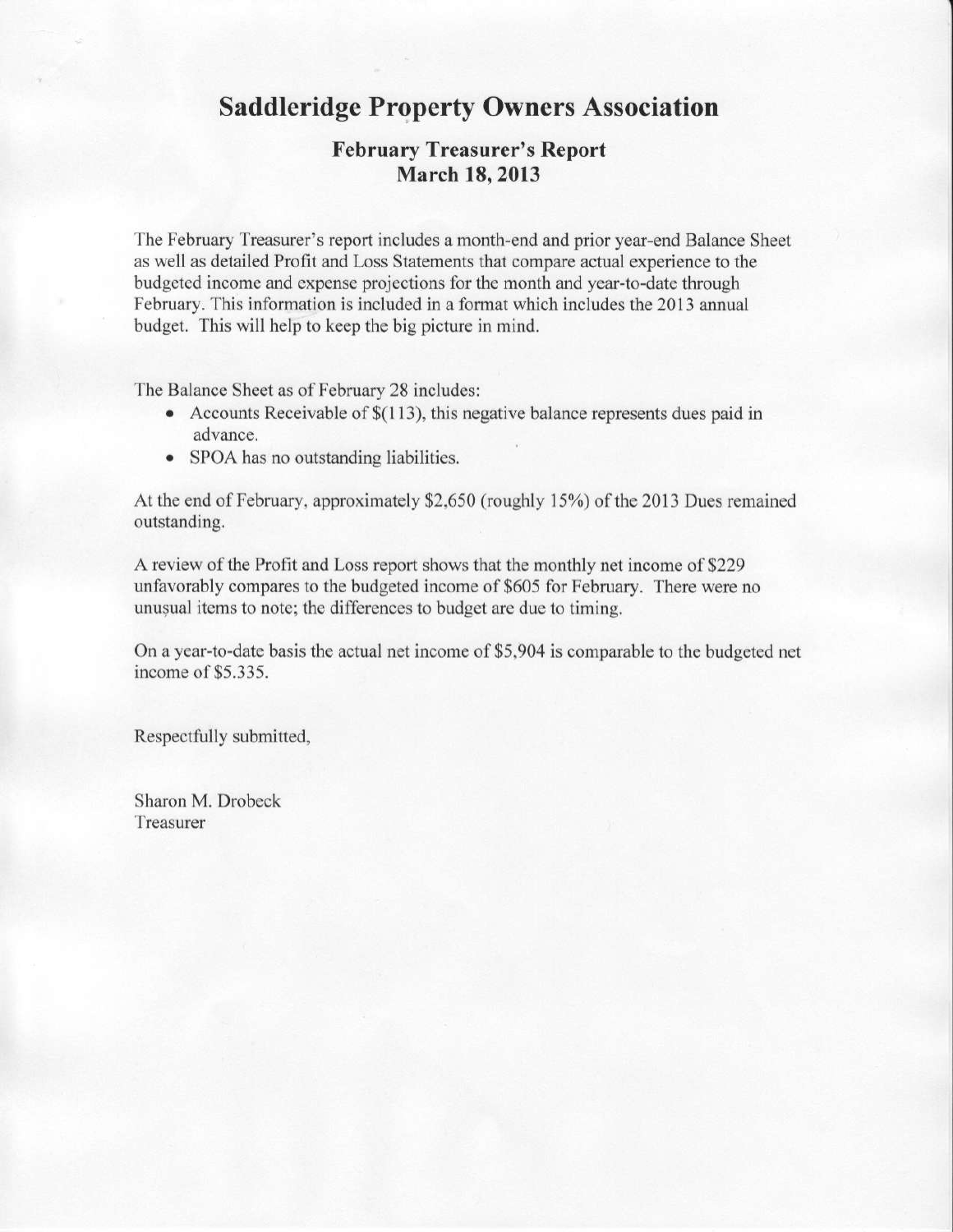# Saddleridge Property Owners Association

## February Treasurer's Report
## March 18, 2013

The February Treasurer's report includes a month-end and prior year-end Balance Sheet as well as detailed Profit and Loss Statements that compare actual experience to the budgeted income and expense projections for the month and year-to-date through February. This information is included in a format which includes the 2013 annual budget. This will help to keep the big picture in mind.

The Balance Sheet as of February 28 includes:

- Accounts Receivable of $(113), this negative balance represents dues paid in advance.
- SPOA has no outstanding liabilities.

At the end of February, approximately $2,650 (roughly 15%) of the 2013 Dues remained outstanding.

A review of the Profit and Loss report shows that the monthly net income of $229 unfavorably compares to the budgeted income of $605 for February. There were no unusual items to note; the differences to budget are due to timing.

On a year-to-date basis the actual net income of $5,904 is comparable to the budgeted net income of $5.335.

Respectfully submitted,

Sharon M. Drobeck
Treasurer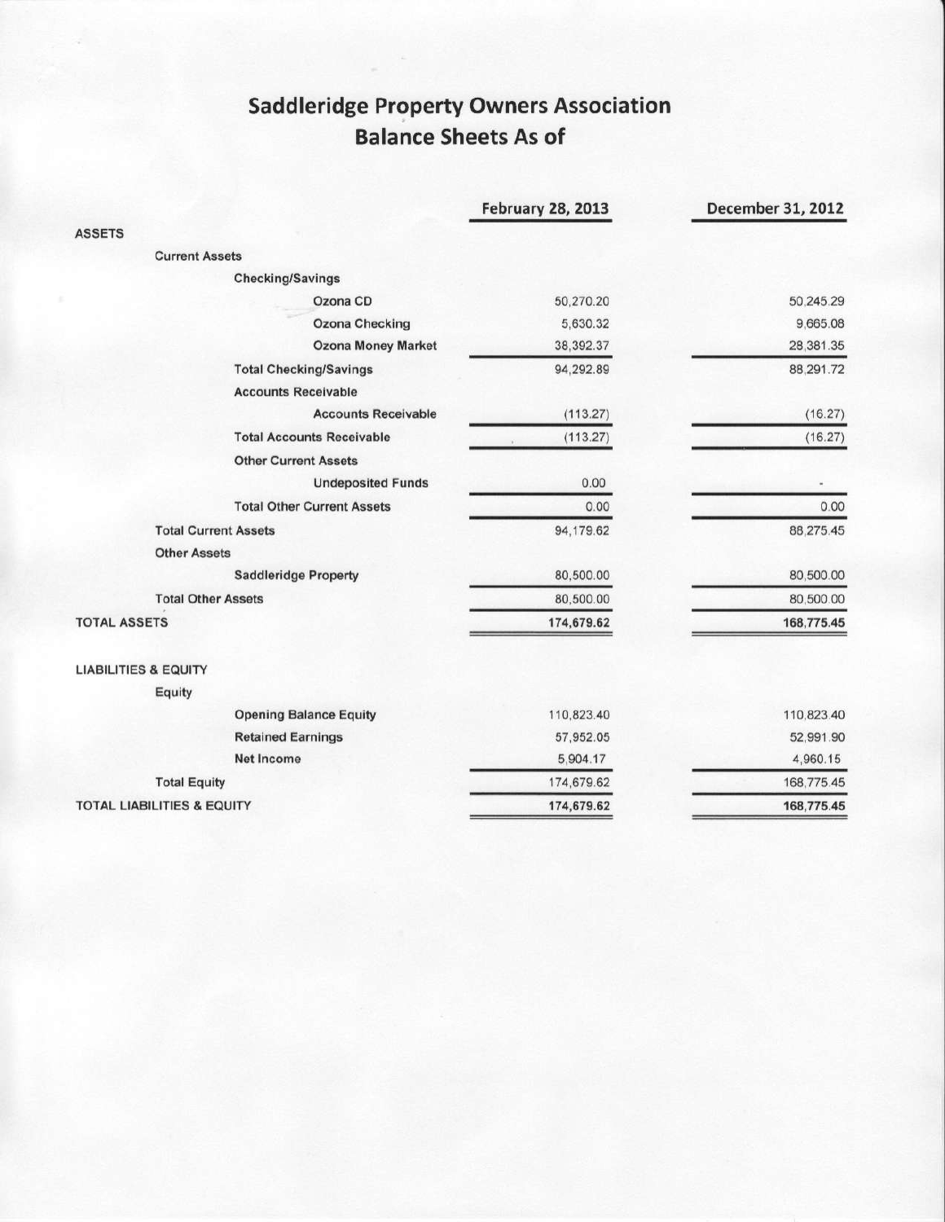# Saddleridge Property Owners Association
## Balance Sheets As of

| | February 28, 2013 | December 31, 2012 |
|---|---|---|
| **ASSETS** | | |
| Current Assets | | |
| Checking/Savings | | |
| Ozona CD | 50,270.20 | 50,245.29 |
| Ozona Checking | 5,630.32 | 9,665.08 |
| Ozona Money Market | 38,392.37 | 28,381.35 |
| Total Checking/Savings | 94,292.89 | 88,291.72 |
| Accounts Receivable | | |
| Accounts Receivable | (113.27) | (16.27) |
| Total Accounts Receivable | (113.27) | (16.27) |
| Other Current Assets | | |
| Undeposited Funds | 0.00 | - |
| Total Other Current Assets | 0.00 | 0.00 |
| Total Current Assets | 94,179.62 | 88,275.45 |
| Other Assets | | |
| Saddleridge Property | 80,500.00 | 80,500.00 |
| Total Other Assets | 80,500.00 | 80,500.00 |
| **TOTAL ASSETS** | **174,679.62** | **168,775.45** |
| | | |
| **LIABILITIES & EQUITY** | | |
| Equity | | |
| Opening Balance Equity | 110,823.40 | 110,823.40 |
| Retained Earnings | 57,952.05 | 52,991.90 |
| Net Income | 5,904.17 | 4,960.15 |
| Total Equity | 174,679.62 | 168,775.45 |
| **TOTAL LIABILITIES & EQUITY** | **174,679.62** | **168,775.45** |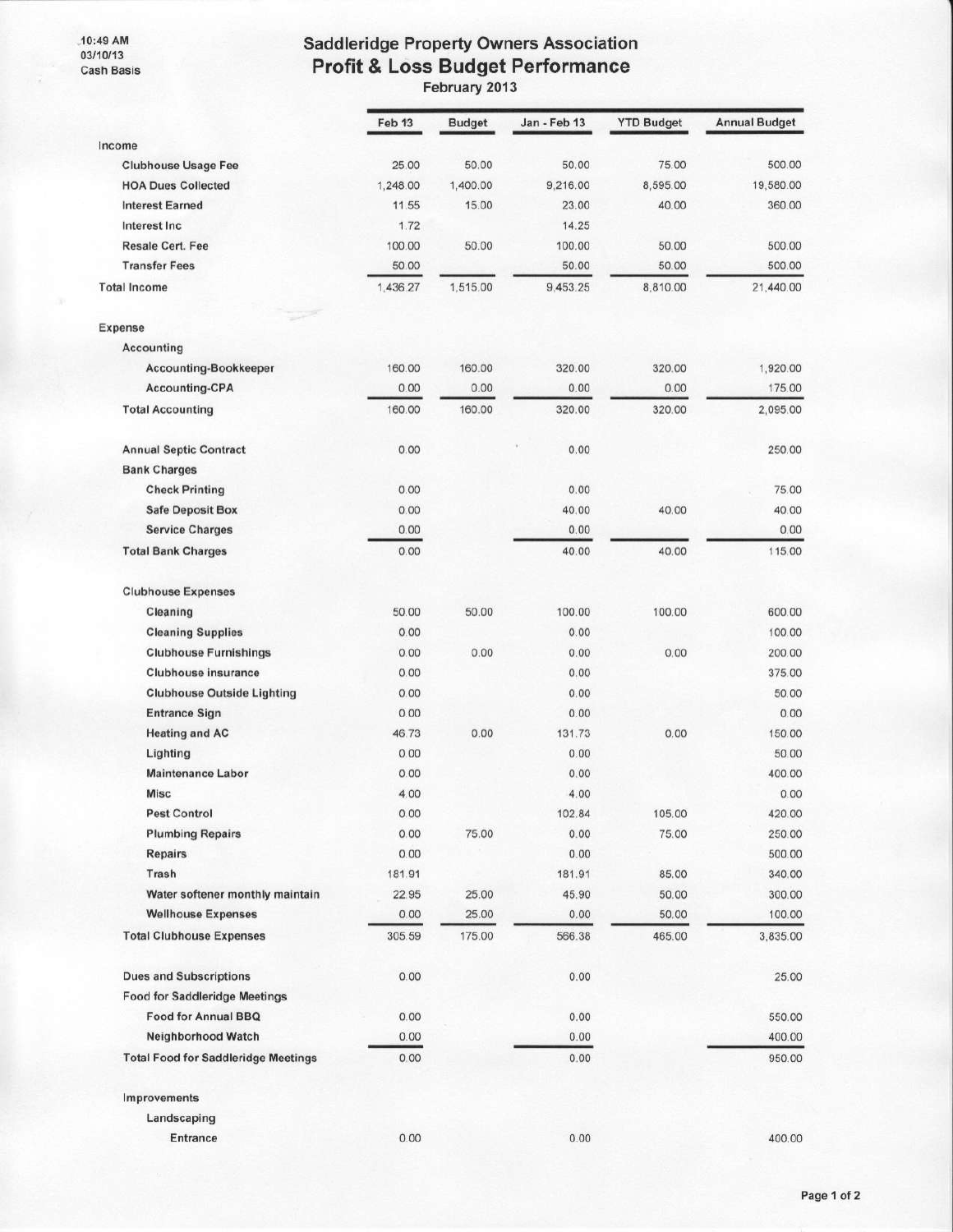10:49 AM
03/10/13
Cash Basis

# Saddleridge Property Owners Association
## Profit & Loss Budget Performance
February 2013

| | Feb 13 | Budget | Jan - Feb 13 | YTD Budget | Annual Budget |
|---|---|---|---|---|---|
| **Income** | | | | | |
| Clubhouse Usage Fee | 25.00 | 50.00 | 50.00 | 75.00 | 500.00 |
| HOA Dues Collected | 1,248.00 | 1,400.00 | 9,216.00 | 8,595.00 | 19,580.00 |
| Interest Earned | 11.55 | 15.00 | 23.00 | 40.00 | 360.00 |
| Interest Inc | 1.72 | | 14.25 | | |
| Resale Cert. Fee | 100.00 | 50.00 | 100.00 | 50.00 | 500.00 |
| Transfer Fees | 50.00 | | 50.00 | 50.00 | 500.00 |
| **Total Income** | 1,436.27 | 1,515.00 | 9,453.25 | 8,810.00 | 21,440.00 |
| **Expense** | | | | | |
| Accounting | | | | | |
| Accounting-Bookkeeper | 160.00 | 160.00 | 320.00 | 320.00 | 1,920.00 |
| Accounting-CPA | 0.00 | 0.00 | 0.00 | 0.00 | 175.00 |
| **Total Accounting** | 160.00 | 160.00 | 320.00 | 320.00 | 2,095.00 |
| Annual Septic Contract | 0.00 | | 0.00 | | 250.00 |
| Bank Charges | | | | | |
| Check Printing | 0.00 | | 0.00 | | 75.00 |
| Safe Deposit Box | 0.00 | | 40.00 | 40.00 | 40.00 |
| Service Charges | 0.00 | | 0.00 | | 0.00 |
| **Total Bank Charges** | 0.00 | | 40.00 | 40.00 | 115.00 |
| Clubhouse Expenses | | | | | |
| Cleaning | 50.00 | 50.00 | 100.00 | 100.00 | 600.00 |
| Cleaning Supplies | 0.00 | | 0.00 | | 100.00 |
| Clubhouse Furnishings | 0.00 | 0.00 | 0.00 | 0.00 | 200.00 |
| Clubhouse insurance | 0.00 | | 0.00 | | 375.00 |
| Clubhouse Outside Lighting | 0.00 | | 0.00 | | 50.00 |
| Entrance Sign | 0.00 | | 0.00 | | 0.00 |
| Heating and AC | 46.73 | 0.00 | 131.73 | 0.00 | 150.00 |
| Lighting | 0.00 | | 0.00 | | 50.00 |
| Maintenance Labor | 0.00 | | 0.00 | | 400.00 |
| Misc | 4.00 | | 4.00 | | 0.00 |
| Pest Control | 0.00 | | 102.84 | 105.00 | 420.00 |
| Plumbing Repairs | 0.00 | 75.00 | 0.00 | 75.00 | 250.00 |
| Repairs | 0.00 | | 0.00 | | 500.00 |
| Trash | 181.91 | | 181.91 | 85.00 | 340.00 |
| Water softener monthly maintain | 22.95 | 25.00 | 45.90 | 50.00 | 300.00 |
| Wellhouse Expenses | 0.00 | 25.00 | 0.00 | 50.00 | 100.00 |
| **Total Clubhouse Expenses** | 305.59 | 175.00 | 566.38 | 465.00 | 3,835.00 |
| Dues and Subscriptions | 0.00 | | 0.00 | | 25.00 |
| Food for Saddleridge Meetings | | | | | |
| Food for Annual BBQ | 0.00 | | 0.00 | | 550.00 |
| Neighborhood Watch | 0.00 | | 0.00 | | 400.00 |
| **Total Food for Saddleridge Meetings** | 0.00 | | 0.00 | | 950.00 |
| Improvements | | | | | |
| Landscaping | | | | | |
| Entrance | 0.00 | | 0.00 | | 400.00 |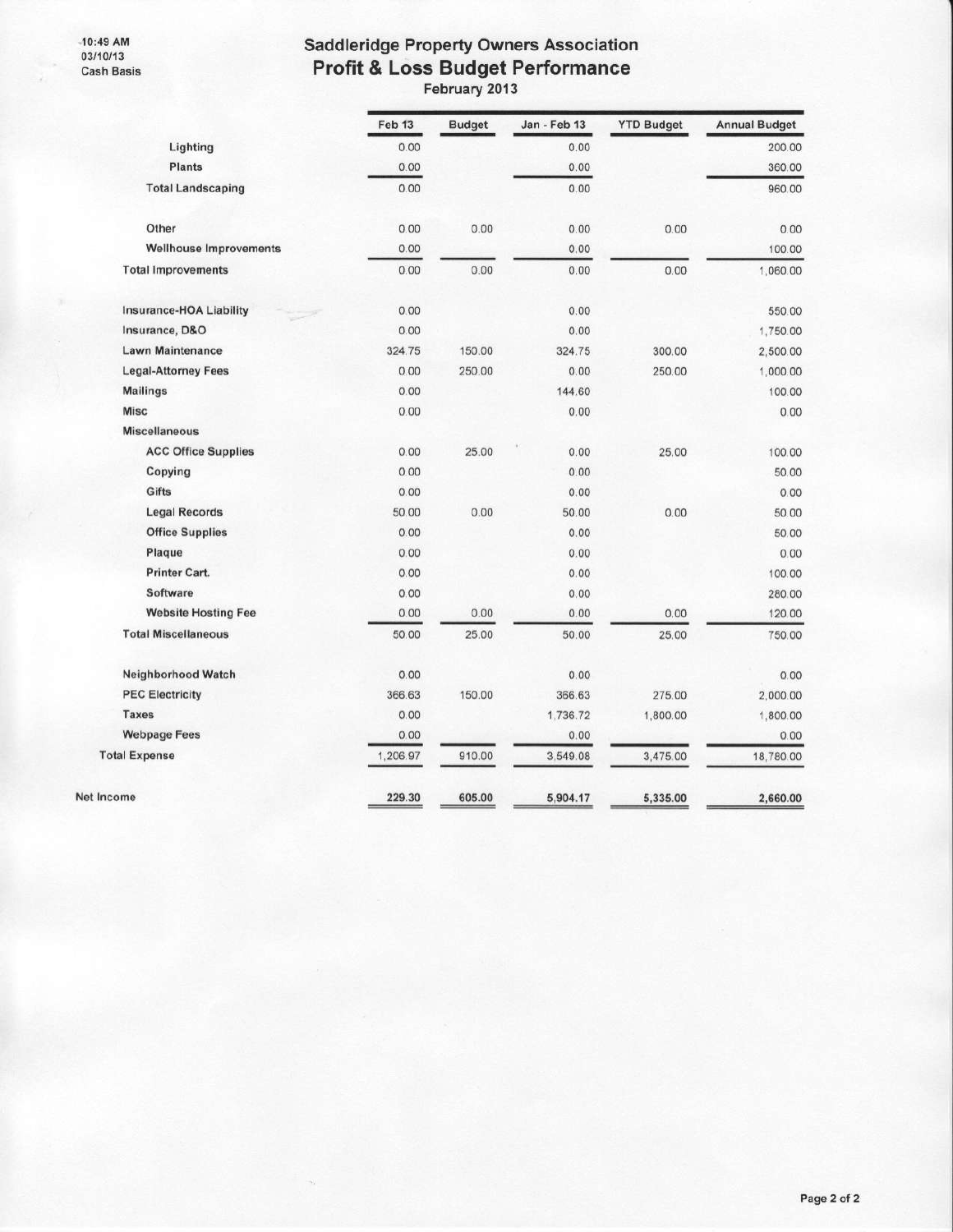10:49 AM
03/10/13
Cash Basis

# Saddleridge Property Owners Association
## Profit & Loss Budget Performance
February 2013

| | Feb 13 | Budget | Jan - Feb 13 | YTD Budget | Annual Budget |
|---|---|---|---|---|---|
| Lighting | 0.00 | | 0.00 | | 200.00 |
| Plants | 0.00 | | 0.00 | | 360.00 |
| Total Landscaping | 0.00 | | 0.00 | | 960.00 |
| Other | 0.00 | 0.00 | 0.00 | 0.00 | 0.00 |
| Wellhouse Improvements | 0.00 | | 0.00 | | 100.00 |
| Total Improvements | 0.00 | 0.00 | 0.00 | 0.00 | 1,060.00 |
| Insurance-HOA Liability | 0.00 | | 0.00 | | 550.00 |
| Insurance, D&O | 0.00 | | 0.00 | | 1,750.00 |
| Lawn Maintenance | 324.75 | 150.00 | 324.75 | 300.00 | 2,500.00 |
| Legal-Attorney Fees | 0.00 | 250.00 | 0.00 | 250.00 | 1,000.00 |
| Mailings | 0.00 | | 144.60 | | 100.00 |
| Misc | 0.00 | | 0.00 | | 0.00 |
| Miscellaneous | | | | | |
| ACC Office Supplies | 0.00 | 25.00 | 0.00 | 25.00 | 100.00 |
| Copying | 0.00 | | 0.00 | | 50.00 |
| Gifts | 0.00 | | 0.00 | | 0.00 |
| Legal Records | 50.00 | 0.00 | 50.00 | 0.00 | 50.00 |
| Office Supplies | 0.00 | | 0.00 | | 50.00 |
| Plaque | 0.00 | | 0.00 | | 0.00 |
| Printer Cart. | 0.00 | | 0.00 | | 100.00 |
| Software | 0.00 | | 0.00 | | 280.00 |
| Website Hosting Fee | 0.00 | 0.00 | 0.00 | 0.00 | 120.00 |
| Total Miscellaneous | 50.00 | 25.00 | 50.00 | 25.00 | 750.00 |
| Neighborhood Watch | 0.00 | | 0.00 | | 0.00 |
| PEC Electricity | 366.63 | 150.00 | 366.63 | 275.00 | 2,000.00 |
| Taxes | 0.00 | | 1,736.72 | 1,800.00 | 1,800.00 |
| Webpage Fees | 0.00 | | 0.00 | | 0.00 |
| Total Expense | 1,206.97 | 910.00 | 3,549.08 | 3,475.00 | 18,780.00 |
| Net Income | **229.30** | **605.00** | **5,904.17** | **5,335.00** | **2,660.00** |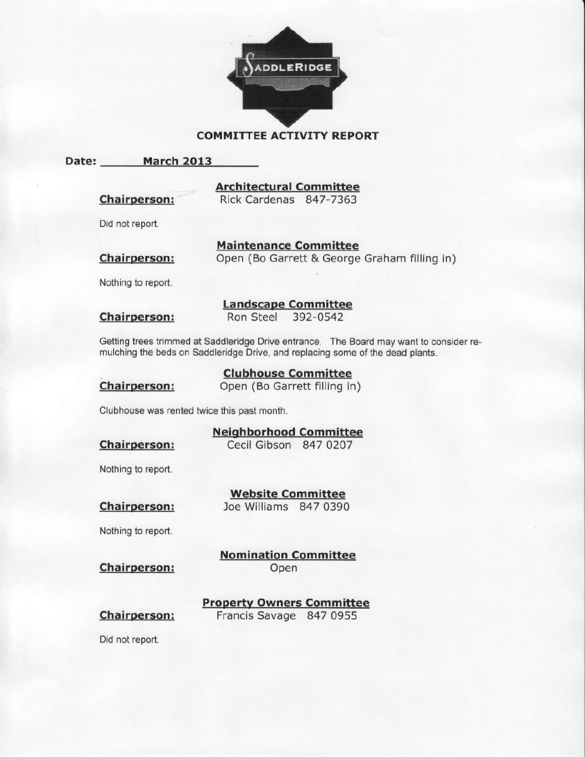SADDLERIDGE

# COMMITTEE ACTIVITY REPORT

**Date:** **March 2013**

## Architectural Committee

**Chairperson:** Rick Cardenas 847-7363

Did not report.

## Maintenance Committee

**Chairperson:** Open (Bo Garrett & George Graham filling in)

Nothing to report.

## Landscape Committee

**Chairperson:** Ron Steel 392-0542

Getting trees trimmed at Saddleridge Drive entrance. The Board may want to consider re-mulching the beds on Saddleridge Drive, and replacing some of the dead plants.

## Clubhouse Committee

**Chairperson:** Open (Bo Garrett filling in)

Clubhouse was rented twice this past month.

## Neighborhood Committee

**Chairperson:** Cecil Gibson 847 0207

Nothing to report.

## Website Committee

**Chairperson:** Joe Williams 847 0390

Nothing to report.

## Nomination Committee

**Chairperson:** Open

## Property Owners Committee

**Chairperson:** Francis Savage 847 0955

Did not report.